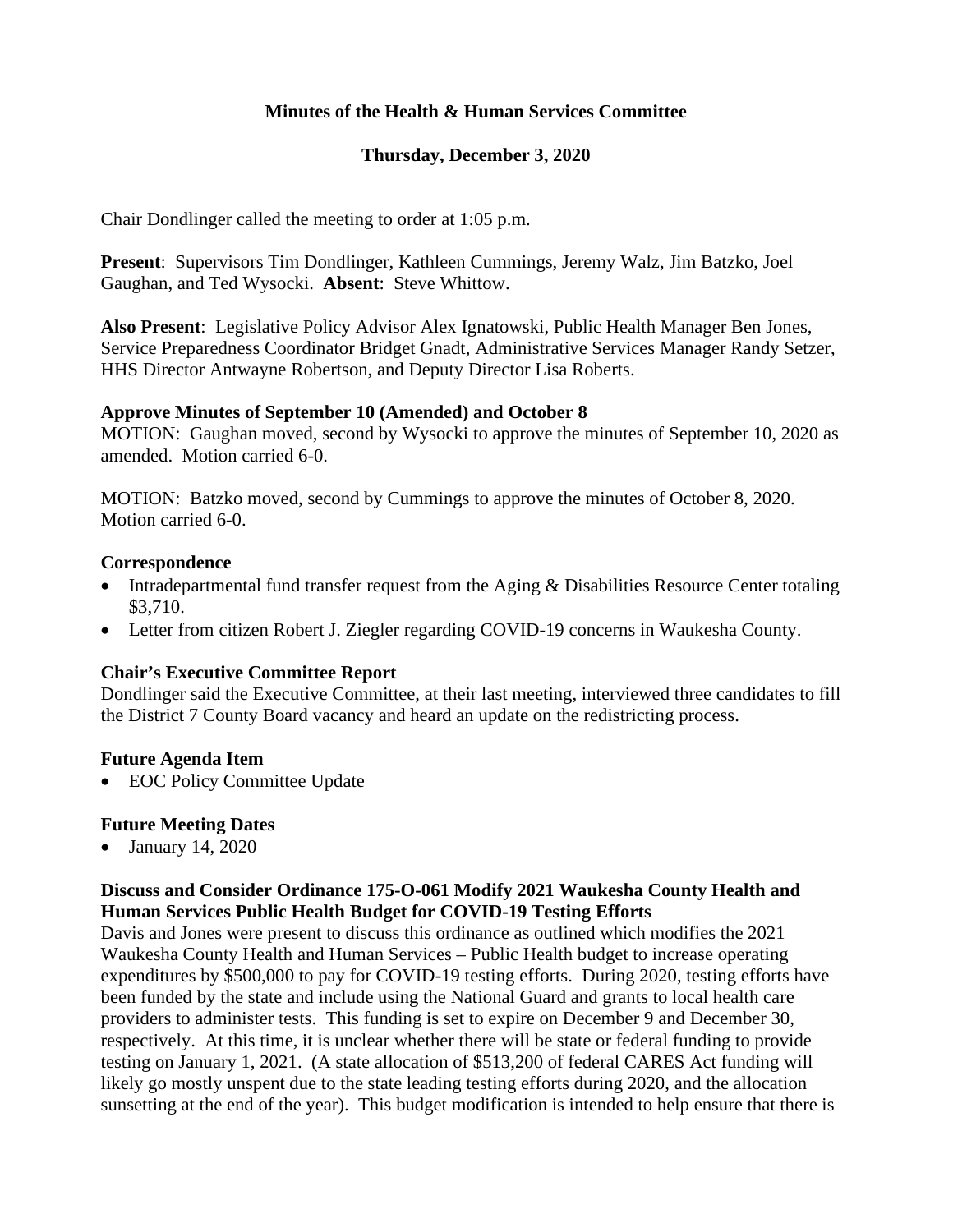**Minutes of the Health & Human Services Committee**

**Thursday, December 3, 2020**

Chair Dondlinger called the meeting to order at 1:05 p.m.

**Present**: Supervisors Tim Dondlinger, Kathleen Cummings, Jeremy Walz, Jim Batzko, Joel Gaughan, and Ted Wysocki. **Absent**: Steve Whittow.

**Also Present**: Legislative Policy Advisor Alex Ignatowski, Public Health Manager Ben Jones, Service Preparedness Coordinator Bridget Gnadt, Administrative Services Manager Randy Setzer, HHS Director Antwayne Robertson, and Deputy Director Lisa Roberts.

**Approve Minutes of September 10 (Amended) and October 8**

MOTION: Gaughan moved, second by Wysocki to approve the minutes of September 10, 2020 as amended. Motion carried 6-0.

MOTION: Batzko moved, second by Cummings to approve the minutes of October 8, 2020. Motion carried 6-0.

**Correspondence**

- Intradepartmental fund transfer request from the Aging & Disabilities Resource Center totaling $3,710.
- Letter from citizen Robert J. Ziegler regarding COVID-19 concerns in Waukesha County.

**Chair's Executive Committee Report**

Dondlinger said the Executive Committee, at their last meeting, interviewed three candidates to fill the District 7 County Board vacancy and heard an update on the redistricting process.

**Future Agenda Item**

- EOC Policy Committee Update

**Future Meeting Dates**

- January 14, 2020

**Discuss and Consider Ordinance 175-O-061 Modify 2021 Waukesha County Health and Human Services Public Health Budget for COVID-19 Testing Efforts**

Davis and Jones were present to discuss this ordinance as outlined which modifies the 2021 Waukesha County Health and Human Services – Public Health budget to increase operating expenditures by $500,000 to pay for COVID-19 testing efforts. During 2020, testing efforts have been funded by the state and include using the National Guard and grants to local health care providers to administer tests. This funding is set to expire on December 9 and December 30, respectively. At this time, it is unclear whether there will be state or federal funding to provide testing on January 1, 2021. (A state allocation of $513,200 of federal CARES Act funding will likely go mostly unspent due to the state leading testing efforts during 2020, and the allocation sunsetting at the end of the year). This budget modification is intended to help ensure that there is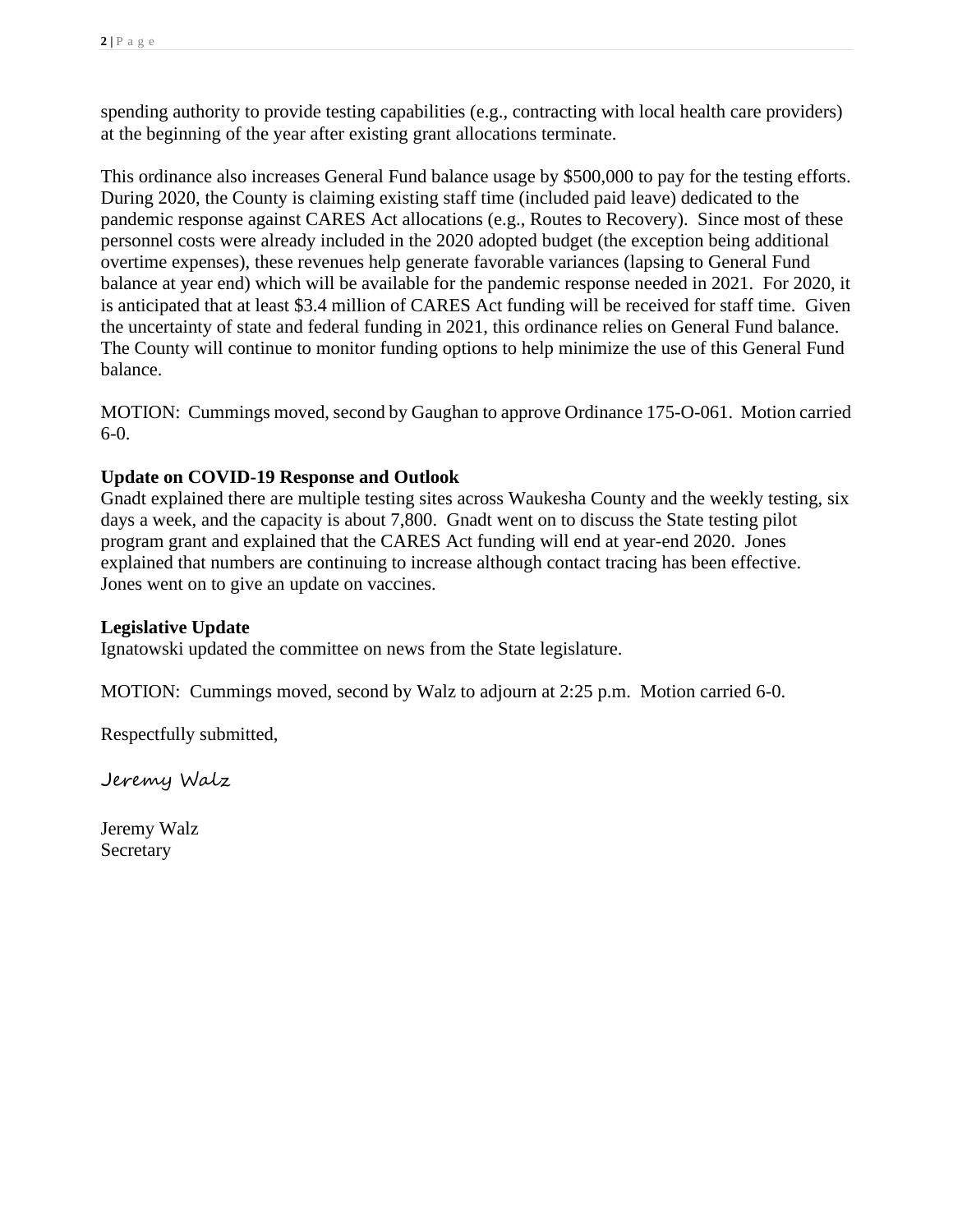spending authority to provide testing capabilities (e.g., contracting with local health care providers) at the beginning of the year after existing grant allocations terminate.

This ordinance also increases General Fund balance usage by $500,000 to pay for the testing efforts. During 2020, the County is claiming existing staff time (included paid leave) dedicated to the pandemic response against CARES Act allocations (e.g., Routes to Recovery). Since most of these personnel costs were already included in the 2020 adopted budget (the exception being additional overtime expenses), these revenues help generate favorable variances (lapsing to General Fund balance at year end) which will be available for the pandemic response needed in 2021. For 2020, it is anticipated that at least $3.4 million of CARES Act funding will be received for staff time. Given the uncertainty of state and federal funding in 2021, this ordinance relies on General Fund balance. The County will continue to monitor funding options to help minimize the use of this General Fund balance.

MOTION: Cummings moved, second by Gaughan to approve Ordinance 175-O-061. Motion carried 6-0.

**Update on COVID-19 Response and Outlook**

Gnadt explained there are multiple testing sites across Waukesha County and the weekly testing, six days a week, and the capacity is about 7,800. Gnadt went on to discuss the State testing pilot program grant and explained that the CARES Act funding will end at year-end 2020. Jones explained that numbers are continuing to increase although contact tracing has been effective. Jones went on to give an update on vaccines.

**Legislative Update**

Ignatowski updated the committee on news from the State legislature.

MOTION: Cummings moved, second by Walz to adjourn at 2:25 p.m. Motion carried 6-0.

Respectfully submitted,

*Jeremy Walz*

Jeremy Walz
Secretary